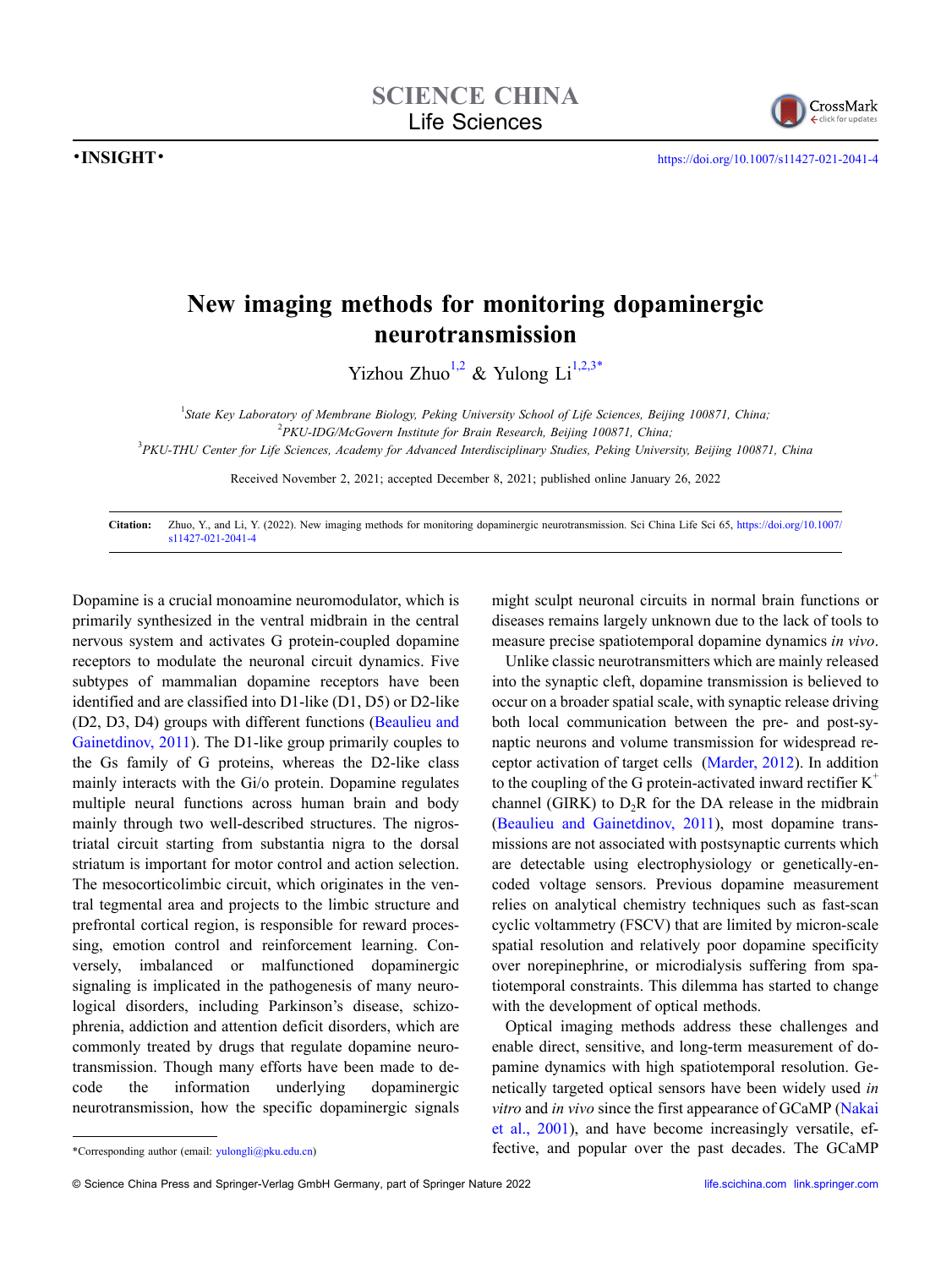SCIENCE CHINA
Life Sciences

•INSIGHT•

https://doi.org/10.1007/s11427-021-2041-4

# New imaging methods for monitoring dopaminergic neurotransmission

Yizhou Zhuo[1,2] & Yulong Li[1,2,3*]

[1]State Key Laboratory of Membrane Biology, Peking University School of Life Sciences, Beijing 100871, China;
[2]PKU-IDG/McGovern Institute for Brain Research, Beijing 100871, China;
[3]PKU-THU Center for Life Sciences, Academy for Advanced Interdisciplinary Studies, Peking University, Beijing 100871, China

Received November 2, 2021; accepted December 8, 2021; published online January 26, 2022

**Citation:** Zhuo, Y., and Li, Y. (2022). New imaging methods for monitoring dopaminergic neurotransmission. Sci China Life Sci 65, https://doi.org/10.1007/s11427-021-2041-4

Dopamine is a crucial monoamine neuromodulator, which is primarily synthesized in the ventral midbrain in the central nervous system and activates G protein-coupled dopamine receptors to modulate the neuronal circuit dynamics. Five subtypes of mammalian dopamine receptors have been identified and are classified into D1-like (D1, D5) or D2-like (D2, D3, D4) groups with different functions (Beaulieu and Gainetdinov, 2011). The D1-like group primarily couples to the Gs family of G proteins, whereas the D2-like class mainly interacts with the Gi/o protein. Dopamine regulates multiple neural functions across human brain and body mainly through two well-described structures. The nigrostriatal circuit starting from substantia nigra to the dorsal striatum is important for motor control and action selection. The mesocorticolimbic circuit, which originates in the ventral tegmental area and projects to the limbic structure and prefrontal cortical region, is responsible for reward processing, emotion control and reinforcement learning. Conversely, imbalanced or malfunctioned dopaminergic signaling is implicated in the pathogenesis of many neurological disorders, including Parkinson's disease, schizophrenia, addiction and attention deficit disorders, which are commonly treated by drugs that regulate dopamine neurotransmission. Though many efforts have been made to decode the information underlying dopaminergic neurotransmission, how the specific dopaminergic signals might sculpt neuronal circuits in normal brain functions or diseases remains largely unknown due to the lack of tools to measure precise spatiotemporal dopamine dynamics *in vivo*.

Unlike classic neurotransmitters which are mainly released into the synaptic cleft, dopamine transmission is believed to occur on a broader spatial scale, with synaptic release driving both local communication between the pre- and post-synaptic neurons and volume transmission for widespread receptor activation of target cells (Marder, 2012). In addition to the coupling of the G protein-activated inward rectifier $K^+$ channel (GIRK) to $D_2R$ for the DA release in the midbrain (Beaulieu and Gainetdinov, 2011), most dopamine transmissions are not associated with postsynaptic currents which are detectable using electrophysiology or genetically-encoded voltage sensors. Previous dopamine measurement relies on analytical chemistry techniques such as fast-scan cyclic voltammetry (FSCV) that are limited by micron-scale spatial resolution and relatively poor dopamine specificity over norepinephrine, or microdialysis suffering from spatiotemporal constraints. This dilemma has started to change with the development of optical methods.

Optical imaging methods address these challenges and enable direct, sensitive, and long-term measurement of dopamine dynamics with high spatiotemporal resolution. Genetically targeted optical sensors have been widely used *in vitro* and *in vivo* since the first appearance of GCaMP (Nakai et al., 2001), and have become increasingly versatile, effective, and popular over the past decades. The GCaMP

*Corresponding author (email: yulongli@pku.edu.cn)

© Science China Press and Springer-Verlag GmbH Germany, part of Springer Nature 2022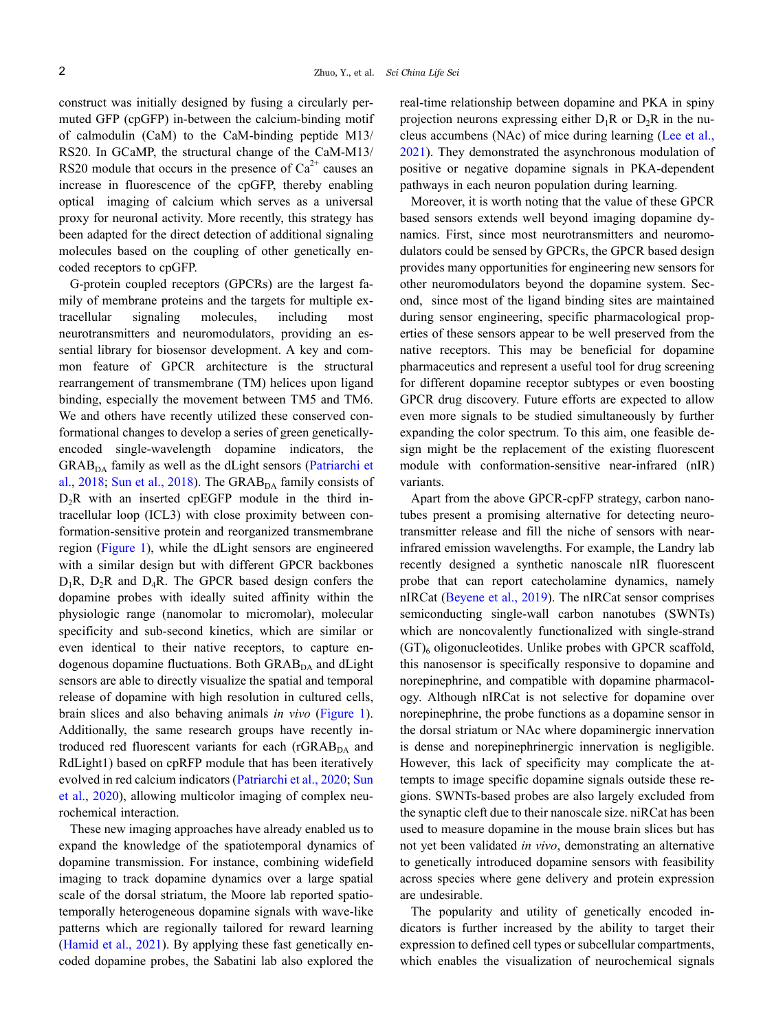construct was initially designed by fusing a circularly permuted GFP (cpGFP) in-between the calcium-binding motif of calmodulin (CaM) to the CaM-binding peptide M13/RS20. In GCaMP, the structural change of the CaM-M13/RS20 module that occurs in the presence of $Ca^{2+}$ causes an increase in fluorescence of the cpGFP, thereby enabling optical imaging of calcium which serves as a universal proxy for neuronal activity. More recently, this strategy has been adapted for the direct detection of additional signaling molecules based on the coupling of other genetically encoded receptors to cpGFP.

G-protein coupled receptors (GPCRs) are the largest family of membrane proteins and the targets for multiple extracellular signaling molecules, including most neurotransmitters and neuromodulators, providing an essential library for biosensor development. A key and common feature of GPCR architecture is the structural rearrangement of transmembrane (TM) helices upon ligand binding, especially the movement between TM5 and TM6. We and others have recently utilized these conserved conformational changes to develop a series of green genetically-encoded single-wavelength dopamine indicators, the $GRAB_{DA}$ family as well as the dLight sensors (Patriarchi et al., 2018; Sun et al., 2018). The $GRAB_{DA}$ family consists of $D_2R$ with an inserted cpEGFP module in the third intracellular loop (ICL3) with close proximity between conformation-sensitive protein and reorganized transmembrane region (Figure 1), while the dLight sensors are engineered with a similar design but with different GPCR backbones $D_1R$, $D_2R$ and $D_4R$. The GPCR based design confers the dopamine probes with ideally suited affinity within the physiologic range (nanomolar to micromolar), molecular specificity and sub-second kinetics, which are similar or even identical to their native receptors, to capture endogenous dopamine fluctuations. Both $GRAB_{DA}$ and dLight sensors are able to directly visualize the spatial and temporal release of dopamine with high resolution in cultured cells, brain slices and also behaving animals *in vivo* (Figure 1). Additionally, the same research groups have recently introduced red fluorescent variants for each ($rGRAB_{DA}$ and RdLight1) based on cpRFP module that has been iteratively evolved in red calcium indicators (Patriarchi et al., 2020; Sun et al., 2020), allowing multicolor imaging of complex neurochemical interaction.

These new imaging approaches have already enabled us to expand the knowledge of the spatiotemporal dynamics of dopamine transmission. For instance, combining widefield imaging to track dopamine dynamics over a large spatial scale of the dorsal striatum, the Moore lab reported spatiotemporally heterogeneous dopamine signals with wave-like patterns which are regionally tailored for reward learning (Hamid et al., 2021). By applying these fast genetically encoded dopamine probes, the Sabatini lab also explored the real-time relationship between dopamine and PKA in spiny projection neurons expressing either $D_1R$ or $D_2R$ in the nucleus accumbens (NAc) of mice during learning (Lee et al., 2021). They demonstrated the asynchronous modulation of positive or negative dopamine signals in PKA-dependent pathways in each neuron population during learning.

Moreover, it is worth noting that the value of these GPCR based sensors extends well beyond imaging dopamine dynamics. First, since most neurotransmitters and neuromodulators could be sensed by GPCRs, the GPCR based design provides many opportunities for engineering new sensors for other neuromodulators beyond the dopamine system. Second, since most of the ligand binding sites are maintained during sensor engineering, specific pharmacological properties of these sensors appear to be well preserved from the native receptors. This may be beneficial for dopamine pharmaceutics and represent a useful tool for drug screening for different dopamine receptor subtypes or even boosting GPCR drug discovery. Future efforts are expected to allow even more signals to be studied simultaneously by further expanding the color spectrum. To this aim, one feasible design might be the replacement of the existing fluorescent module with conformation-sensitive near-infrared (nIR) variants.

Apart from the above GPCR-cpFP strategy, carbon nanotubes present a promising alternative for detecting neurotransmitter release and fill the niche of sensors with near-infrared emission wavelengths. For example, the Landry lab recently designed a synthetic nanoscale nIR fluorescent probe that can report catecholamine dynamics, namely nIRCat (Beyene et al., 2019). The nIRCat sensor comprises semiconducting single-wall carbon nanotubes (SWNTs) which are noncovalently functionalized with single-strand $(GT)_6$ oligonucleotides. Unlike probes with GPCR scaffold, this nanosensor is specifically responsive to dopamine and norepinephrine, and compatible with dopamine pharmacology. Although nIRCat is not selective for dopamine over norepinephrine, the probe functions as a dopamine sensor in the dorsal striatum or NAc where dopaminergic innervation is dense and norepinephrinergic innervation is negligible. However, this lack of specificity may complicate the attempts to image specific dopamine signals outside these regions. SWNTs-based probes are also largely excluded from the synaptic cleft due to their nanoscale size. niRCat has been used to measure dopamine in the mouse brain slices but has not yet been validated *in vivo*, demonstrating an alternative to genetically introduced dopamine sensors with feasibility across species where gene delivery and protein expression are undesirable.

The popularity and utility of genetically encoded indicators is further increased by the ability to target their expression to defined cell types or subcellular compartments, which enables the visualization of neurochemical signals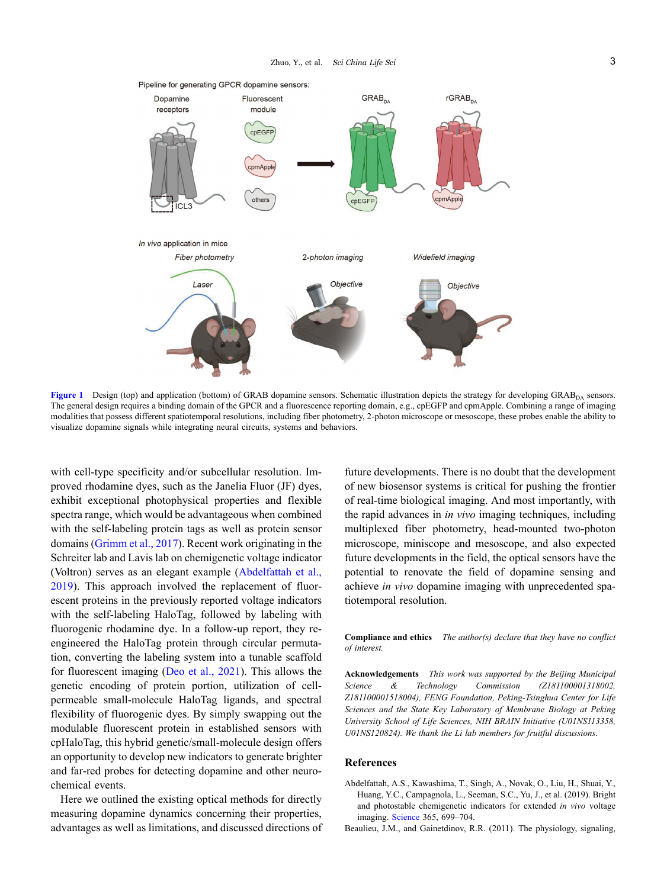Figure 1 Design (top) and application (bottom) of GRAB dopamine sensors. Schematic illustration depicts the strategy for developing $GRAB_{DA}$ sensors. The general design requires a binding domain of the GPCR and a fluorescence reporting domain, e.g., cpEGFP and cpmApple. Combining a range of imaging modalities that possess different spatiotemporal resolutions, including fiber photometry, 2-photon microscope or mesoscope, these probes enable the ability to visualize dopamine signals while integrating neural circuits, systems and behaviors.

with cell-type specificity and/or subcellular resolution. Improved rhodamine dyes, such as the Janelia Fluor (JF) dyes, exhibit exceptional photophysical properties and flexible spectra range, which would be advantageous when combined with the self-labeling protein tags as well as protein sensor domains (Grimm et al., 2017). Recent work originating in the Schreiter lab and Lavis lab on chemigenetic voltage indicator (Voltron) serves as an elegant example (Abdelfattah et al., 2019). This approach involved the replacement of fluorescent proteins in the previously reported voltage indicators with the self-labeling HaloTag, followed by labeling with fluorogenic rhodamine dye. In a follow-up report, they re-engineered the HaloTag protein through circular permutation, converting the labeling system into a tunable scaffold for fluorescent imaging (Deo et al., 2021). This allows the genetic encoding of protein portion, utilization of cell-permeable small-molecule HaloTag ligands, and spectral flexibility of fluorogenic dyes. By simply swapping out the modulable fluorescent protein in established sensors with cpHaloTag, this hybrid genetic/small-molecule design offers an opportunity to develop new indicators to generate brighter and far-red probes for detecting dopamine and other neurochemical events.

Here we outlined the existing optical methods for directly measuring dopamine dynamics concerning their properties, advantages as well as limitations, and discussed directions of future developments. There is no doubt that the development of new biosensor systems is critical for pushing the frontier of real-time biological imaging. And most importantly, with the rapid advances in *in vivo* imaging techniques, including multiplexed fiber photometry, head-mounted two-photon microscope, miniscope and mesoscope, and also expected future developments in the field, the optical sensors have the potential to renovate the field of dopamine sensing and achieve *in vivo* dopamine imaging with unprecedented spatiotemporal resolution.

**Compliance and ethics** *The author(s) declare that they have no conflict of interest.*

**Acknowledgements** *This work was supported by the Beijing Municipal Science & Technology Commission (Z181100001318002, Z181100001518004), FENG Foundation, Peking-Tsinghua Center for Life Sciences and the State Key Laboratory of Membrane Biology at Peking University School of Life Sciences, NIH BRAIN Initiative (U01NS113358, U01NS120824). We thank the Li lab members for fruitful discussions.*

## References

Abdelfattah, A.S., Kawashima, T., Singh, A., Novak, O., Liu, H., Shuai, Y., Huang, Y.C., Campagnola, L., Seeman, S.C., Yu, J., et al. (2019). Bright and photostable chemigenetic indicators for extended *in vivo* voltage imaging. Science 365, 699–704.

Beaulieu, J.M., and Gainetdinov, R.R. (2011). The physiology, signaling,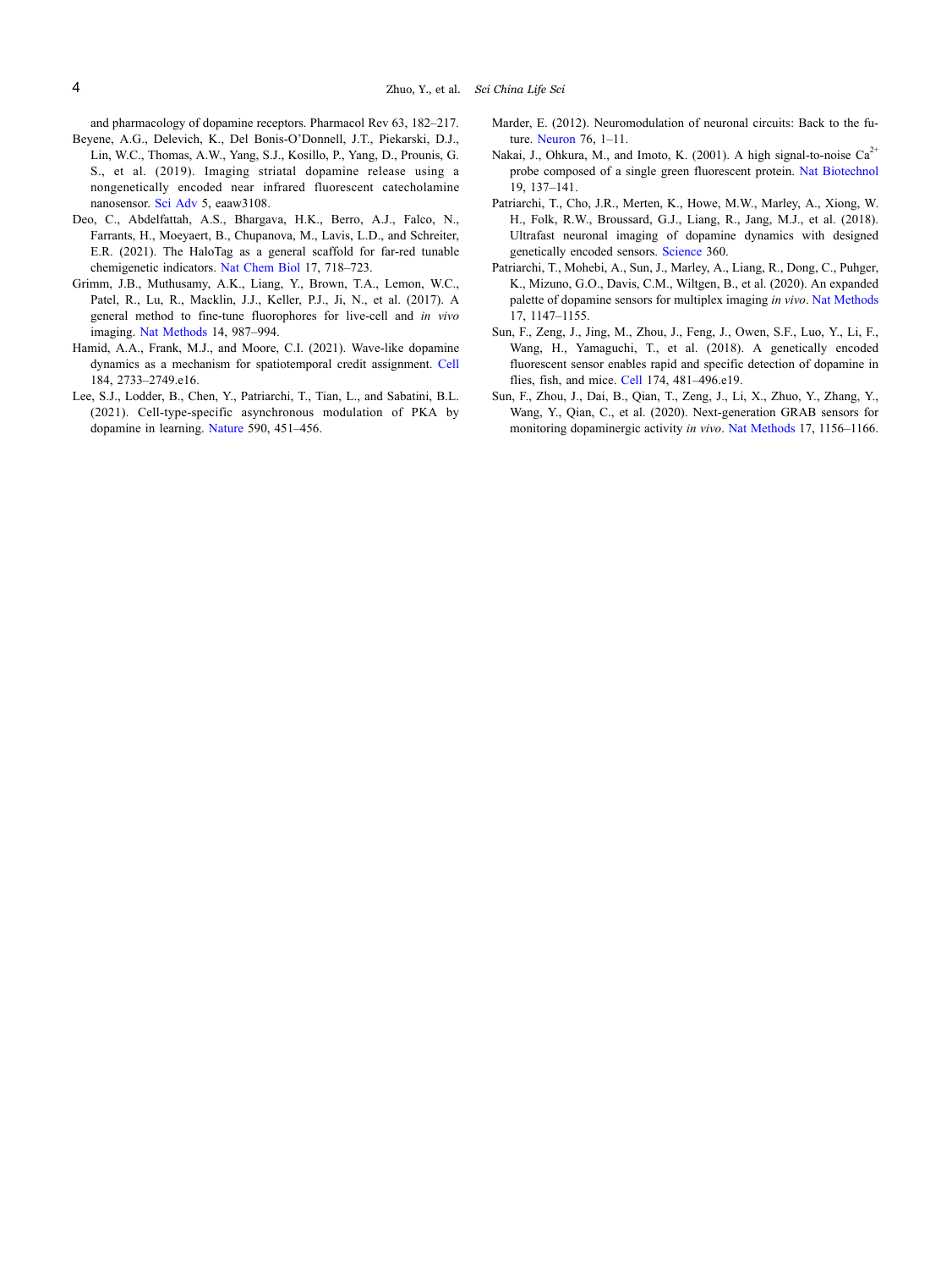and pharmacology of dopamine receptors. Pharmacol Rev 63, 182–217.

Beyene, A.G., Delevich, K., Del Bonis-O'Donnell, J.T., Piekarski, D.J., Lin, W.C., Thomas, A.W., Yang, S.J., Kosillo, P., Yang, D., Prounis, G. S., et al. (2019). Imaging striatal dopamine release using a nongenetically encoded near infrared fluorescent catecholamine nanosensor. Sci Adv 5, eaaw3108.

Deo, C., Abdelfattah, A.S., Bhargava, H.K., Berro, A.J., Falco, N., Farrants, H., Moeyaert, B., Chupanova, M., Lavis, L.D., and Schreiter, E.R. (2021). The HaloTag as a general scaffold for far-red tunable chemigenetic indicators. Nat Chem Biol 17, 718–723.

Grimm, J.B., Muthusamy, A.K., Liang, Y., Brown, T.A., Lemon, W.C., Patel, R., Lu, R., Macklin, J.J., Keller, P.J., Ji, N., et al. (2017). A general method to fine-tune fluorophores for live-cell and *in vivo* imaging. Nat Methods 14, 987–994.

Hamid, A.A., Frank, M.J., and Moore, C.I. (2021). Wave-like dopamine dynamics as a mechanism for spatiotemporal credit assignment. Cell 184, 2733–2749.e16.

Lee, S.J., Lodder, B., Chen, Y., Patriarchi, T., Tian, L., and Sabatini, B.L. (2021). Cell-type-specific asynchronous modulation of PKA by dopamine in learning. Nature 590, 451–456.

Marder, E. (2012). Neuromodulation of neuronal circuits: Back to the future. Neuron 76, 1–11.

Nakai, J., Ohkura, M., and Imoto, K. (2001). A high signal-to-noise $Ca^{2+}$ probe composed of a single green fluorescent protein. Nat Biotechnol 19, 137–141.

Patriarchi, T., Cho, J.R., Merten, K., Howe, M.W., Marley, A., Xiong, W. H., Folk, R.W., Broussard, G.J., Liang, R., Jang, M.J., et al. (2018). Ultrafast neuronal imaging of dopamine dynamics with designed genetically encoded sensors. Science 360.

Patriarchi, T., Mohebi, A., Sun, J., Marley, A., Liang, R., Dong, C., Puhger, K., Mizuno, G.O., Davis, C.M., Wiltgen, B., et al. (2020). An expanded palette of dopamine sensors for multiplex imaging *in vivo*. Nat Methods 17, 1147–1155.

Sun, F., Zeng, J., Jing, M., Zhou, J., Feng, J., Owen, S.F., Luo, Y., Li, F., Wang, H., Yamaguchi, T., et al. (2018). A genetically encoded fluorescent sensor enables rapid and specific detection of dopamine in flies, fish, and mice. Cell 174, 481–496.e19.

Sun, F., Zhou, J., Dai, B., Qian, T., Zeng, J., Li, X., Zhuo, Y., Zhang, Y., Wang, Y., Qian, C., et al. (2020). Next-generation GRAB sensors for monitoring dopaminergic activity *in vivo*. Nat Methods 17, 1156–1166.